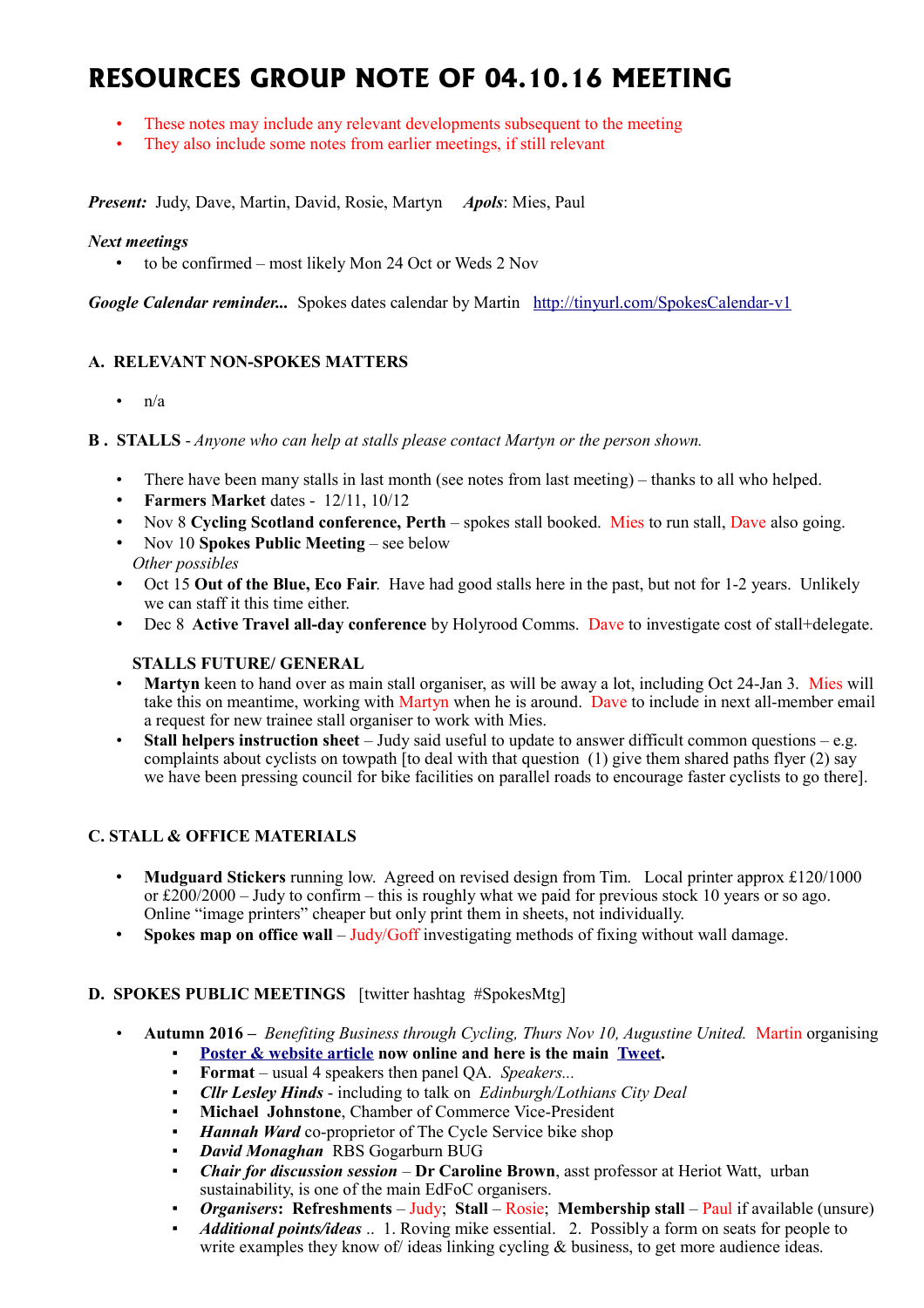# RESOURCES GROUP NOTE OF 04.10.16 MEETING

- These notes may include any relevant developments subsequent to the meeting
- They also include some notes from earlier meetings, if still relevant

***Present:*** Judy, Dave, Martin, David, Rosie, Martyn ***Apols***: Mies, Paul

***Next meetings***

- to be confirmed – most likely Mon 24 Oct or Weds 2 Nov

***Google Calendar reminder...*** Spokes dates calendar by Martin [http://tinyurl.com/SpokesCalendar-v1](http://tinyurl.com/SpokesCalendar-v1)

### A. RELEVANT NON-SPOKES MATTERS

- n/a

### B . STALLS - *Anyone who can help at stalls please contact Martyn or the person shown.*

- There have been many stalls in last month (see notes from last meeting) – thanks to all who helped.
- **Farmers Market** dates - 12/11, 10/12
- Nov 8 **Cycling Scotland conference, Perth** – spokes stall booked. Mies to run stall, Dave also going.
- Nov 10 **Spokes Public Meeting** – see below

*Other possibles*

- Oct 15 **Out of the Blue, Eco Fair**. Have had good stalls here in the past, but not for 1-2 years. Unlikely we can staff it this time either.
- Dec 8 **Active Travel all-day conference** by Holyrood Comms. Dave to investigate cost of stall+delegate.

**STALLS FUTURE/ GENERAL**

- **Martyn** keen to hand over as main stall organiser, as will be away a lot, including Oct 24-Jan 3. Mies will take this on meantime, working with Martyn when he is around. Dave to include in next all-member email a request for new trainee stall organiser to work with Mies.
- **Stall helpers instruction sheet** – Judy said useful to update to answer difficult common questions – e.g. complaints about cyclists on towpath [to deal with that question (1) give them shared paths flyer (2) say we have been pressing council for bike facilities on parallel roads to encourage faster cyclists to go there].

### C. STALL & OFFICE MATERIALS

- **Mudguard Stickers** running low. Agreed on revised design from Tim. Local printer approx £120/1000 or £200/2000 – Judy to confirm – this is roughly what we paid for previous stock 10 years or so ago. Online "image printers" cheaper but only print them in sheets, not individually.
- **Spokes map on office wall** – Judy/Goff investigating methods of fixing without wall damage.

### D. SPOKES PUBLIC MEETINGS [twitter hashtag #SpokesMtg]

- **Autumn 2016 –** *Benefiting Business through Cycling, Thurs Nov 10, Augustine United.* Martin organising
  - **Poster & website article now online and here is the main Tweet.**
  - **Format** – usual 4 speakers then panel QA. *Speakers...*
  - ***Cllr Lesley Hinds*** - including to talk on *Edinburgh/Lothians City Deal*
  - **Michael Johnstone**, Chamber of Commerce Vice-President
  - ***Hannah Ward*** co-proprietor of The Cycle Service bike shop
  - ***David Monaghan*** RBS Gogarburn BUG
  - ***Chair for discussion session*** – **Dr Caroline Brown**, asst professor at Heriot Watt, urban sustainability, is one of the main EdFoC organisers.
  - ***Organisers*****: Refreshments** – Judy; **Stall** – Rosie; **Membership stall** – Paul if available (unsure)
  - ***Additional points/ideas*** .. 1. Roving mike essential. 2. Possibly a form on seats for people to write examples they know of/ ideas linking cycling & business, to get more audience ideas.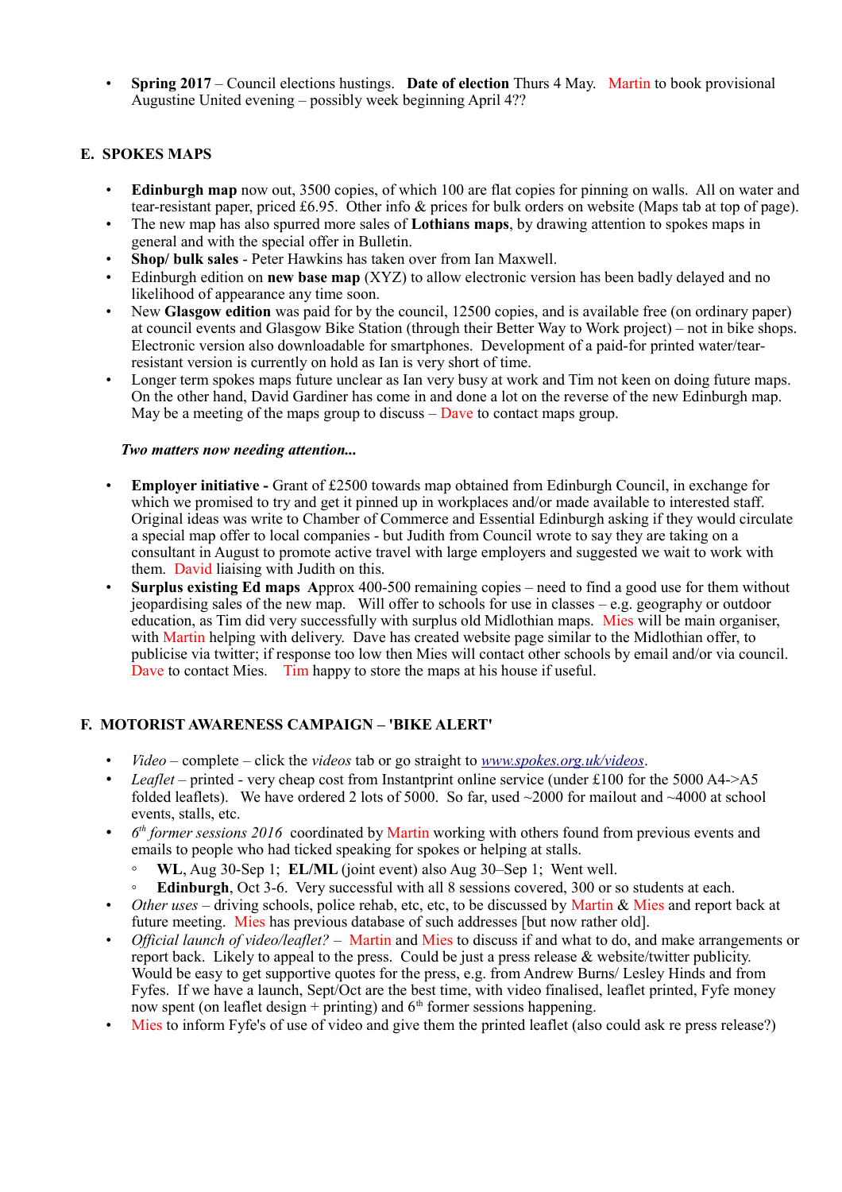- **Spring 2017** – Council elections hustings. **Date of election** Thurs 4 May. Martin to book provisional Augustine United evening – possibly week beginning April 4??

## E. SPOKES MAPS

- **Edinburgh map** now out, 3500 copies, of which 100 are flat copies for pinning on walls. All on water and tear-resistant paper, priced £6.95. Other info & prices for bulk orders on website (Maps tab at top of page).
- The new map has also spurred more sales of **Lothians maps**, by drawing attention to spokes maps in general and with the special offer in Bulletin.
- **Shop/ bulk sales** - Peter Hawkins has taken over from Ian Maxwell.
- Edinburgh edition on **new base map** (XYZ) to allow electronic version has been badly delayed and no likelihood of appearance any time soon.
- New **Glasgow edition** was paid for by the council, 12500 copies, and is available free (on ordinary paper) at council events and Glasgow Bike Station (through their Better Way to Work project) – not in bike shops. Electronic version also downloadable for smartphones. Development of a paid-for printed water/tear-resistant version is currently on hold as Ian is very short of time.
- Longer term spokes maps future unclear as Ian very busy at work and Tim not keen on doing future maps. On the other hand, David Gardiner has come in and done a lot on the reverse of the new Edinburgh map. May be a meeting of the maps group to discuss – Dave to contact maps group.

***Two matters now needing attention...***

- **Employer initiative -** Grant of £2500 towards map obtained from Edinburgh Council, in exchange for which we promised to try and get it pinned up in workplaces and/or made available to interested staff. Original ideas was write to Chamber of Commerce and Essential Edinburgh asking if they would circulate a special map offer to local companies - but Judith from Council wrote to say they are taking on a consultant in August to promote active travel with large employers and suggested we wait to work with them. David liaising with Judith on this.
- **Surplus existing Ed maps** Approx 400-500 remaining copies – need to find a good use for them without jeopardising sales of the new map. Will offer to schools for use in classes – e.g. geography or outdoor education, as Tim did very successfully with surplus old Midlothian maps. Mies will be main organiser, with Martin helping with delivery. Dave has created website page similar to the Midlothian offer, to publicise via twitter; if response too low then Mies will contact other schools by email and/or via council. Dave to contact Mies. Tim happy to store the maps at his house if useful.

## F. MOTORIST AWARENESS CAMPAIGN – 'BIKE ALERT'

- *Video* – complete – click the *videos* tab or go straight to *www.spokes.org.uk/videos*.
- *Leaflet* – printed - very cheap cost from Instantprint online service (under £100 for the 5000 A4->A5 folded leaflets). We have ordered 2 lots of 5000. So far, used ~2000 for mailout and ~4000 at school events, stalls, etc.
- *6th former sessions 2016* coordinated by Martin working with others found from previous events and emails to people who had ticked speaking for spokes or helping at stalls.
  - **WL**, Aug 30-Sep 1; **EL/ML** (joint event) also Aug 30–Sep 1; Went well.
  - **Edinburgh**, Oct 3-6. Very successful with all 8 sessions covered, 300 or so students at each.
- *Other uses* – driving schools, police rehab, etc, etc, to be discussed by Martin & Mies and report back at future meeting. Mies has previous database of such addresses [but now rather old].
- *Official launch of video/leaflet?* – Martin and Mies to discuss if and what to do, and make arrangements or report back. Likely to appeal to the press. Could be just a press release & website/twitter publicity. Would be easy to get supportive quotes for the press, e.g. from Andrew Burns/ Lesley Hinds and from Fyfes. If we have a launch, Sept/Oct are the best time, with video finalised, leaflet printed, Fyfe money now spent (on leaflet design + printing) and 6th former sessions happening.
- Mies to inform Fyfe's of use of video and give them the printed leaflet (also could ask re press release?)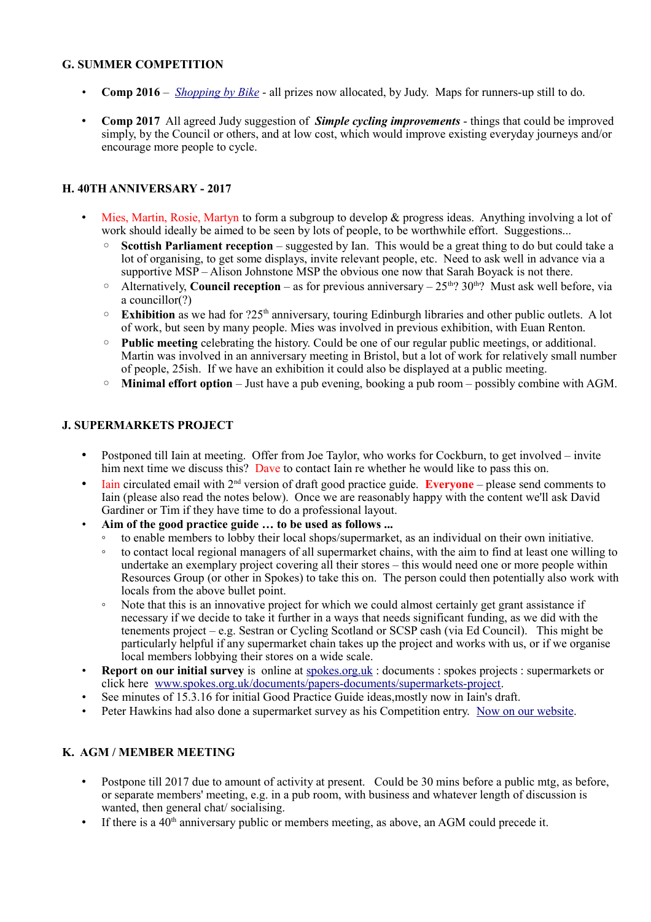### G. SUMMER COMPETITION

- **Comp 2016** – *Shopping by Bike* - all prizes now allocated, by Judy. Maps for runners-up still to do.

- **Comp 2017** All agreed Judy suggestion of ***Simple cycling improvements*** - things that could be improved simply, by the Council or others, and at low cost, which would improve existing everyday journeys and/or encourage more people to cycle.

### H. 40TH ANNIVERSARY - 2017

- Mies, Martin, Rosie, Martyn to form a subgroup to develop & progress ideas. Anything involving a lot of work should ideally be aimed to be seen by lots of people, to be worthwhile effort. Suggestions...
  - **Scottish Parliament reception** – suggested by Ian. This would be a great thing to do but could take a lot of organising, to get some displays, invite relevant people, etc. Need to ask well in advance via a supportive MSP – Alison Johnstone MSP the obvious one now that Sarah Boyack is not there.
  - Alternatively, **Council reception** – as for previous anniversary – 25th? 30th? Must ask well before, via a councillor(?)
  - **Exhibition** as we have had for ?25th anniversary, touring Edinburgh libraries and other public outlets. A lot of work, but seen by many people. Mies was involved in previous exhibition, with Euan Renton.
  - **Public meeting** celebrating the history. Could be one of our regular public meetings, or additional. Martin was involved in an anniversary meeting in Bristol, but a lot of work for relatively small number of people, 25ish. If we have an exhibition it could also be displayed at a public meeting.
  - **Minimal effort option** – Just have a pub evening, booking a pub room – possibly combine with AGM.

### J. SUPERMARKETS PROJECT

- Postponed till Iain at meeting. Offer from Joe Taylor, who works for Cockburn, to get involved – invite him next time we discuss this? Dave to contact Iain re whether he would like to pass this on.
- Iain circulated email with 2nd version of draft good practice guide. **Everyone** – please send comments to Iain (please also read the notes below). Once we are reasonably happy with the content we'll ask David Gardiner or Tim if they have time to do a professional layout.
- **Aim of the good practice guide … to be used as follows ...**
  - to enable members to lobby their local shops/supermarket, as an individual on their own initiative.
  - to contact local regional managers of all supermarket chains, with the aim to find at least one willing to undertake an exemplary project covering all their stores – this would need one or more people within Resources Group (or other in Spokes) to take this on. The person could then potentially also work with locals from the above bullet point.
  - Note that this is an innovative project for which we could almost certainly get grant assistance if necessary if we decide to take it further in a ways that needs significant funding, as we did with the tenements project – e.g. Sestran or Cycling Scotland or SCSP cash (via Ed Council). This might be particularly helpful if any supermarket chain takes up the project and works with us, or if we organise local members lobbying their stores on a wide scale.
- **Report on our initial survey** is online at spokes.org.uk : documents : spokes projects : supermarkets or click here www.spokes.org.uk/documents/papers-documents/supermarkets-project.
- See minutes of 15.3.16 for initial Good Practice Guide ideas,mostly now in Iain's draft.
- Peter Hawkins had also done a supermarket survey as his Competition entry. Now on our website.

### K. AGM / MEMBER MEETING

- Postpone till 2017 due to amount of activity at present. Could be 30 mins before a public mtg, as before, or separate members' meeting, e.g. in a pub room, with business and whatever length of discussion is wanted, then general chat/ socialising.
- If there is a 40th anniversary public or members meeting, as above, an AGM could precede it.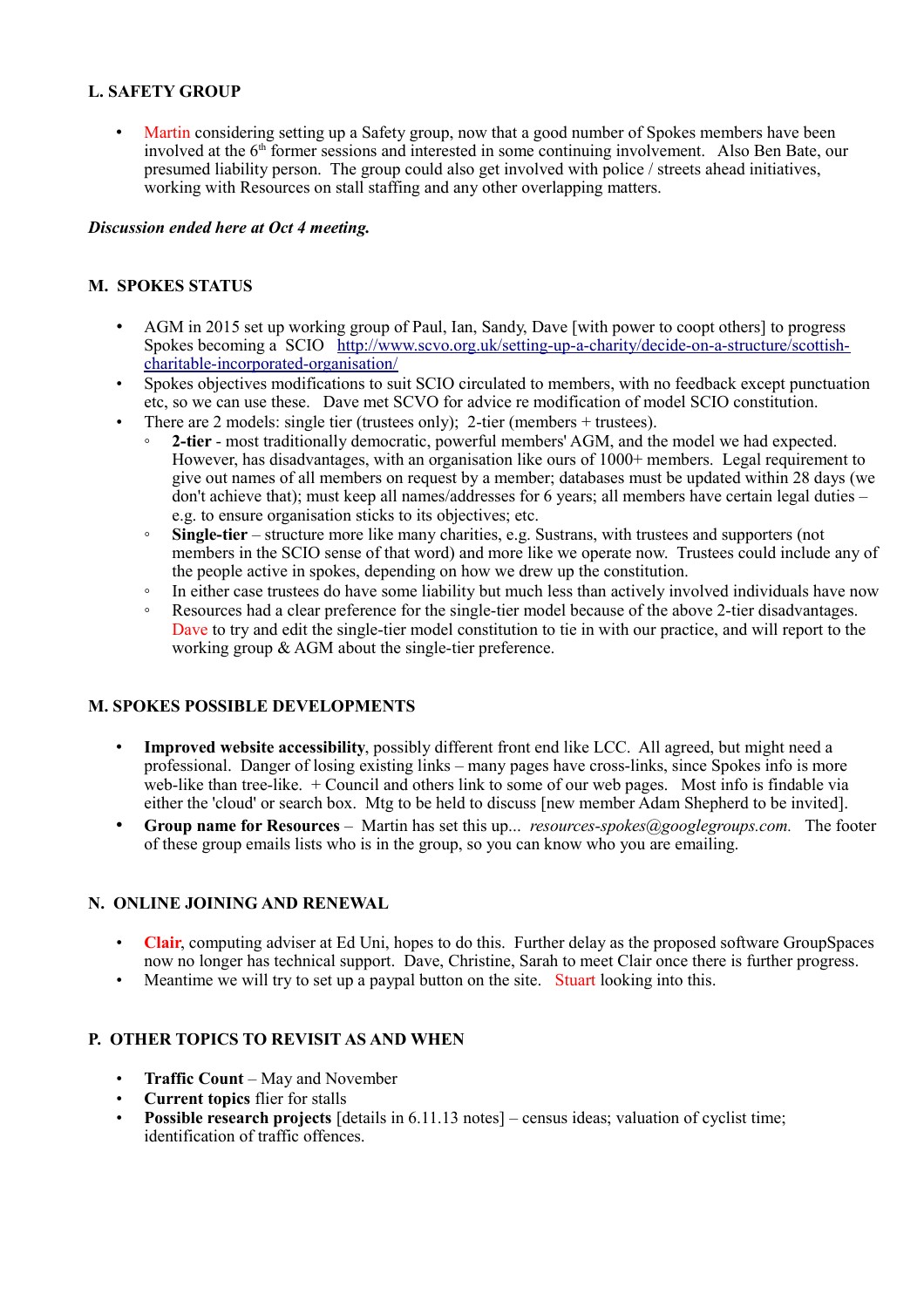### L. SAFETY GROUP

- Martin considering setting up a Safety group, now that a good number of Spokes members have been involved at the 6th former sessions and interested in some continuing involvement. Also Ben Bate, our presumed liability person. The group could also get involved with police / streets ahead initiatives, working with Resources on stall staffing and any other overlapping matters.

***Discussion ended here at Oct 4 meeting.***

### M. SPOKES STATUS

- AGM in 2015 set up working group of Paul, Ian, Sandy, Dave [with power to coopt others] to progress Spokes becoming a SCIO http://www.scvo.org.uk/setting-up-a-charity/decide-on-a-structure/scottish-charitable-incorporated-organisation/
- Spokes objectives modifications to suit SCIO circulated to members, with no feedback except punctuation etc, so we can use these. Dave met SCVO for advice re modification of model SCIO constitution.
- There are 2 models: single tier (trustees only); 2-tier (members + trustees).
  - **2-tier** - most traditionally democratic, powerful members' AGM, and the model we had expected. However, has disadvantages, with an organisation like ours of 1000+ members. Legal requirement to give out names of all members on request by a member; databases must be updated within 28 days (we don't achieve that); must keep all names/addresses for 6 years; all members have certain legal duties – e.g. to ensure organisation sticks to its objectives; etc.
  - **Single-tier** – structure more like many charities, e.g. Sustrans, with trustees and supporters (not members in the SCIO sense of that word) and more like we operate now. Trustees could include any of the people active in spokes, depending on how we drew up the constitution.
  - In either case trustees do have some liability but much less than actively involved individuals have now
  - Resources had a clear preference for the single-tier model because of the above 2-tier disadvantages. Dave to try and edit the single-tier model constitution to tie in with our practice, and will report to the working group & AGM about the single-tier preference.

### M. SPOKES POSSIBLE DEVELOPMENTS

- **Improved website accessibility**, possibly different front end like LCC. All agreed, but might need a professional. Danger of losing existing links – many pages have cross-links, since Spokes info is more web-like than tree-like. + Council and others link to some of our web pages. Most info is findable via either the 'cloud' or search box. Mtg to be held to discuss [new member Adam Shepherd to be invited].
- **Group name for Resources** – Martin has set this up... *resources-spokes@googlegroups.com.* The footer of these group emails lists who is in the group, so you can know who you are emailing.

### N. ONLINE JOINING AND RENEWAL

- **Clair**, computing adviser at Ed Uni, hopes to do this. Further delay as the proposed software GroupSpaces now no longer has technical support. Dave, Christine, Sarah to meet Clair once there is further progress.
- Meantime we will try to set up a paypal button on the site. Stuart looking into this.

### P. OTHER TOPICS TO REVISIT AS AND WHEN

- **Traffic Count** – May and November
- **Current topics** flier for stalls
- **Possible research projects** [details in 6.11.13 notes] – census ideas; valuation of cyclist time; identification of traffic offences.